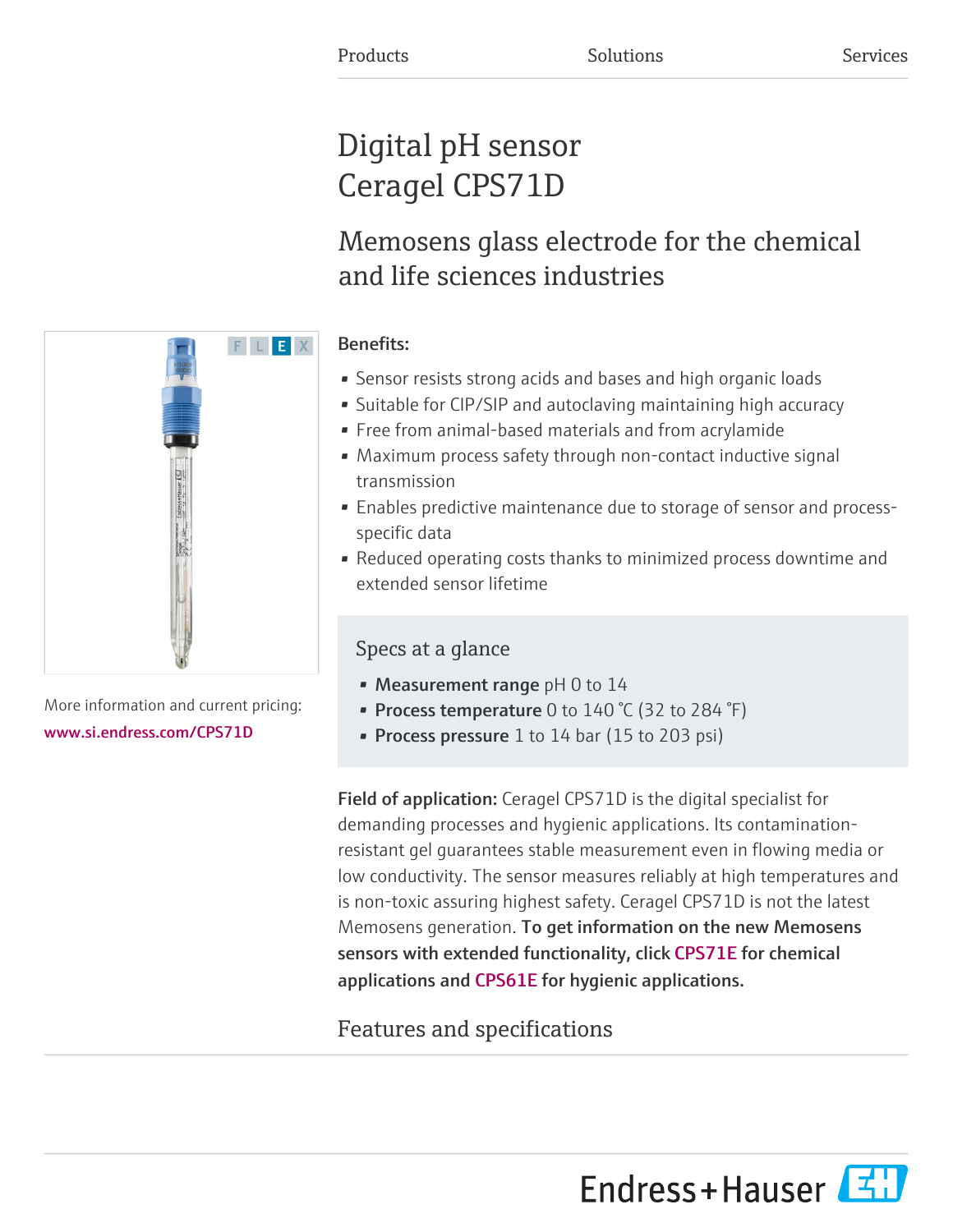Products Solutions Services

# Digital pH sensor Ceragel CPS71D

## Memosens glass electrode for the chemical and life sciences industries

More information and current pricing:
www.si.endress.com/CPS71D

**Benefits:**

- Sensor resists strong acids and bases and high organic loads
- Suitable for CIP/SIP and autoclaving maintaining high accuracy
- Free from animal-based materials and from acrylamide
- Maximum process safety through non-contact inductive signal transmission
- Enables predictive maintenance due to storage of sensor and process-specific data
- Reduced operating costs thanks to minimized process downtime and extended sensor lifetime

### Specs at a glance

- **Measurement range** pH 0 to 14
- **Process temperature** 0 to 140 °C (32 to 284 °F)
- **Process pressure** 1 to 14 bar (15 to 203 psi)

**Field of application:** Ceragel CPS71D is the digital specialist for demanding processes and hygienic applications. Its contamination-resistant gel guarantees stable measurement even in flowing media or low conductivity. The sensor measures reliably at high temperatures and is non-toxic assuring highest safety. Ceragel CPS71D is not the latest Memosens generation. **To get information on the new Memosens sensors with extended functionality, click CPS71E for chemical applications and CPS61E for hygienic applications.**

### Features and specifications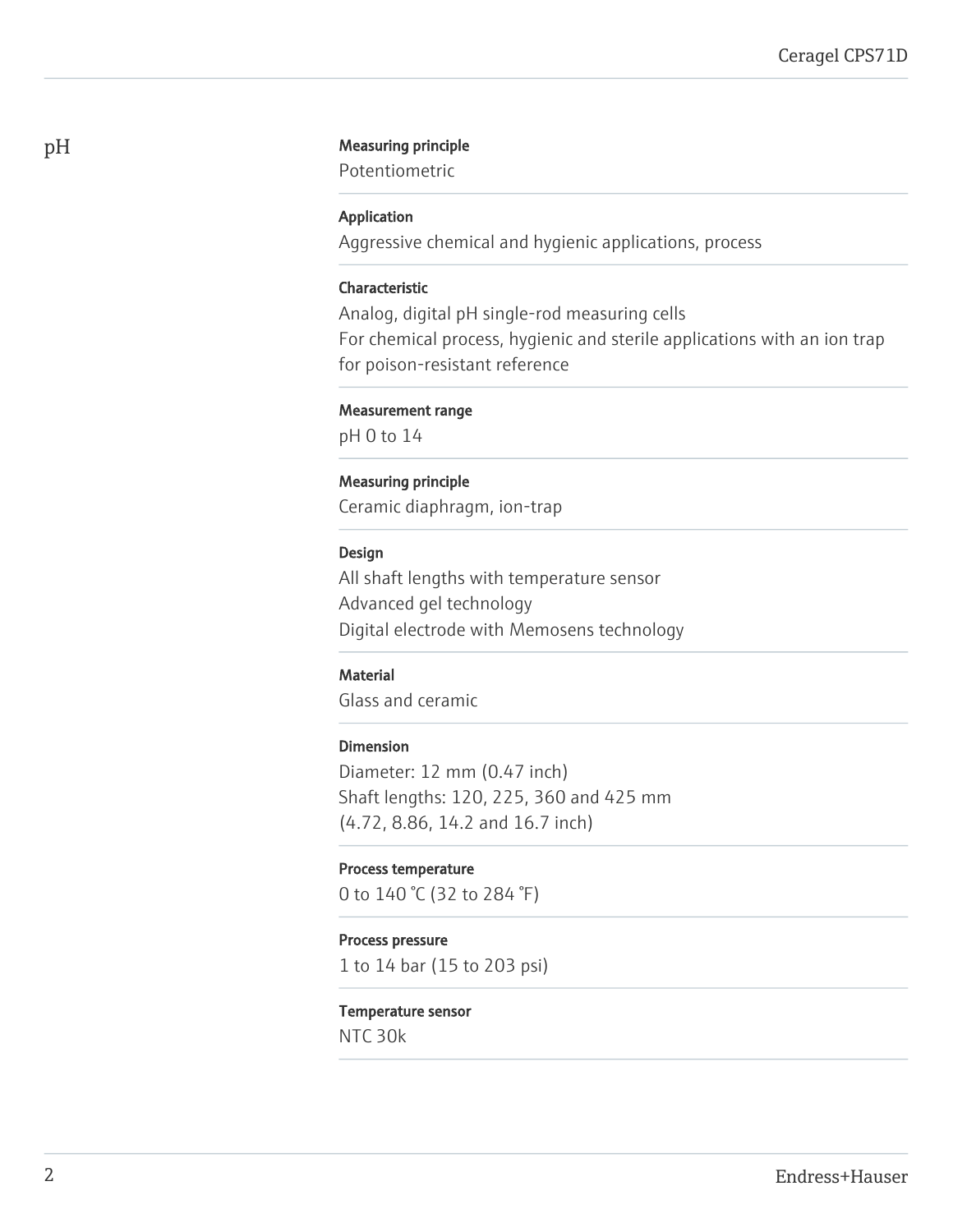## pH

**Measuring principle**
Potentiometric

**Application**
Aggressive chemical and hygienic applications, process

**Characteristic**
Analog, digital pH single-rod measuring cells
For chemical process, hygienic and sterile applications with an ion trap for poison-resistant reference

**Measurement range**
pH 0 to 14

**Measuring principle**
Ceramic diaphragm, ion-trap

**Design**
All shaft lengths with temperature sensor
Advanced gel technology
Digital electrode with Memosens technology

**Material**
Glass and ceramic

**Dimension**
Diameter: 12 mm (0.47 inch)
Shaft lengths: 120, 225, 360 and 425 mm
(4.72, 8.86, 14.2 and 16.7 inch)

**Process temperature**
0 to 140 °C (32 to 284 °F)

**Process pressure**
1 to 14 bar (15 to 203 psi)

**Temperature sensor**
NTC 30k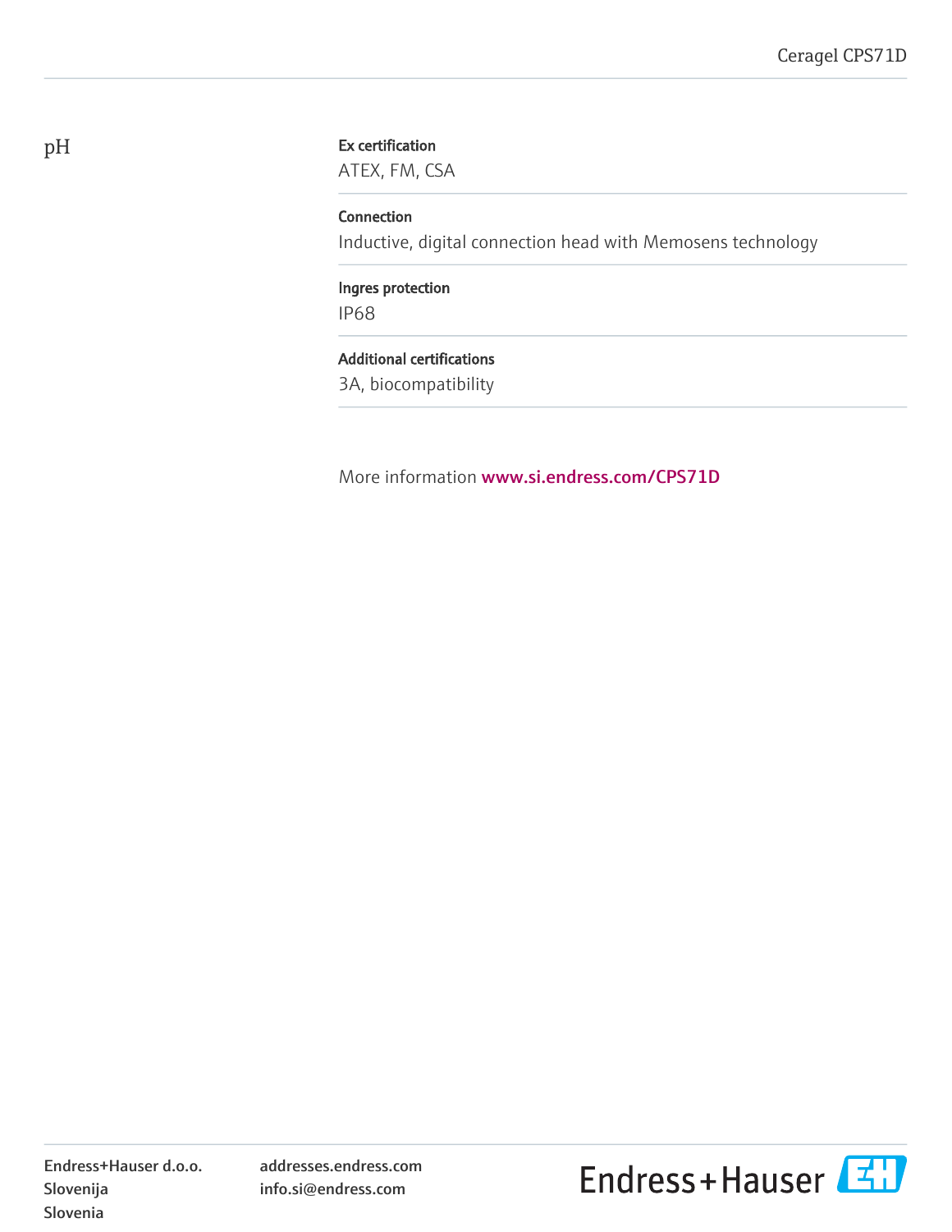pH

**Ex certification**
ATEX, FM, CSA

**Connection**
Inductive, digital connection head with Memosens technology

**Ingres protection**
IP68

**Additional certifications**
3A, biocompatibility

More information **www.si.endress.com/CPS71D**

Endress+Hauser d.o.o.
Slovenija
Slovenia

addresses.endress.com
info.si@endress.com